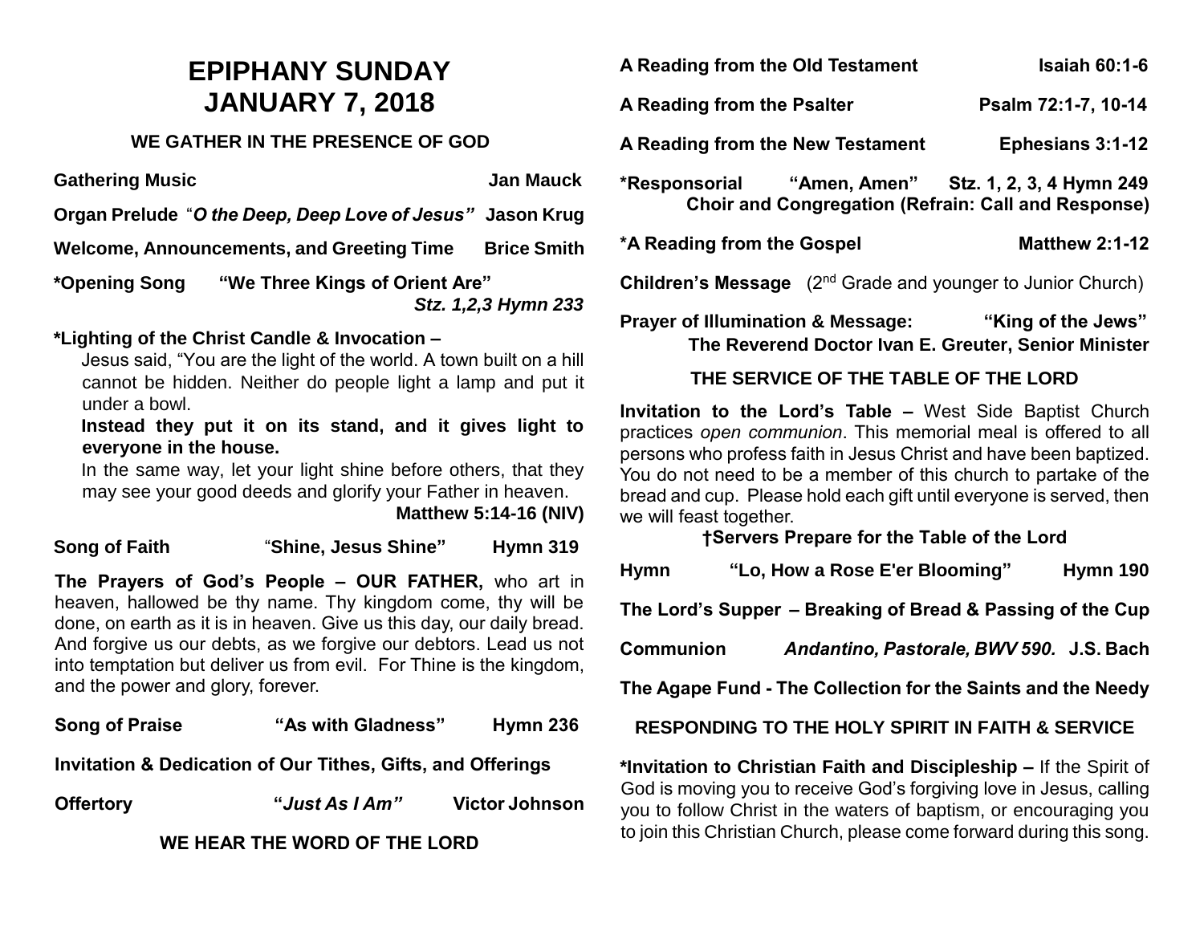# EPIPHANY SUNDAY
# JANUARY 7, 2018

## WE GATHER IN THE PRESENCE OF GOD

**Gathering Music** **Jan Mauck**

**Organ Prelude** "***O the Deep, Deep Love of Jesus"*** **Jason Krug**

**Welcome, Announcements, and Greeting Time** **Brice Smith**

**\*Opening Song "We Three Kings of Orient Are"**
***Stz. 1,2,3 Hymn 233***

**\*Lighting of the Christ Candle & Invocation –**

Jesus said, "You are the light of the world. A town built on a hill cannot be hidden. Neither do people light a lamp and put it under a bowl.

**Instead they put it on its stand, and it gives light to everyone in the house.**

In the same way, let your light shine before others, that they may see your good deeds and glorify your Father in heaven.

**Matthew 5:14-16 (NIV)**

**Song of Faith** "**Shine, Jesus Shine"** **Hymn 319**

**The Prayers of God's People – OUR FATHER,** who art in heaven, hallowed be thy name. Thy kingdom come, thy will be done, on earth as it is in heaven. Give us this day, our daily bread. And forgive us our debts, as we forgive our debtors. Lead us not into temptation but deliver us from evil. For Thine is the kingdom, and the power and glory, forever.

**Song of Praise "As with Gladness" Hymn 236**

**Invitation & Dedication of Our Tithes, Gifts, and Offerings**

**Offertory "*Just As I Am"* Victor Johnson**

## WE HEAR THE WORD OF THE LORD

**A Reading from the Old Testament** **Isaiah 60:1-6**

**A Reading from the Psalter** **Psalm 72:1-7, 10-14**

**A Reading from the New Testament** **Ephesians 3:1-12**

**\*Responsorial "Amen, Amen" Stz. 1, 2, 3, 4 Hymn 249**
**Choir and Congregation (Refrain: Call and Response)**

**\*A Reading from the Gospel** **Matthew 2:1-12**

**Children's Message** (2nd Grade and younger to Junior Church)

**Prayer of Illumination & Message: "King of the Jews"**
**The Reverend Doctor Ivan E. Greuter, Senior Minister**

## THE SERVICE OF THE TABLE OF THE LORD

**Invitation to the Lord's Table –** West Side Baptist Church practices *open communion*. This memorial meal is offered to all persons who profess faith in Jesus Christ and have been baptized. You do not need to be a member of this church to partake of the bread and cup. Please hold each gift until everyone is served, then we will feast together.

**†Servers Prepare for the Table of the Lord**

**Hymn "Lo, How a Rose E'er Blooming" Hymn 190**

**The Lord's Supper – Breaking of Bread & Passing of the Cup**

**Communion** ***Andantino, Pastorale, BWV 590.*** **J.S. Bach**

**The Agape Fund - The Collection for the Saints and the Needy**

## RESPONDING TO THE HOLY SPIRIT IN FAITH & SERVICE

**\*Invitation to Christian Faith and Discipleship –** If the Spirit of God is moving you to receive God's forgiving love in Jesus, calling you to follow Christ in the waters of baptism, or encouraging you to join this Christian Church, please come forward during this song.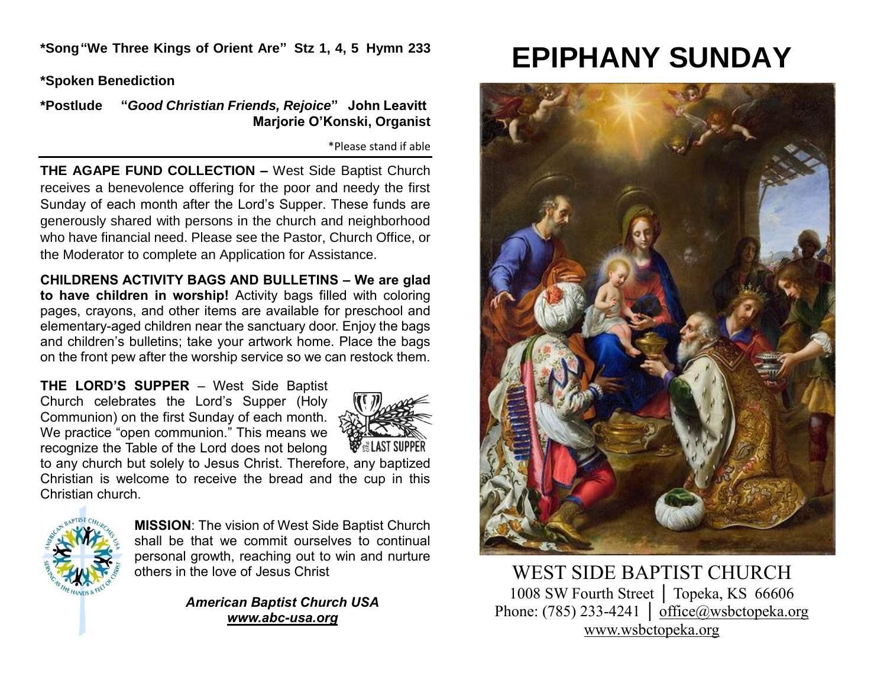**\*Song "We Three Kings of Orient Are" Stz 1, 4, 5 Hymn 233**

**\*Spoken Benediction**

**\*Postlude "*Good Christian Friends, Rejoice*" John Leavitt**
**Marjorie O'Konski, Organist**

\*Please stand if able

---

**THE AGAPE FUND COLLECTION –** West Side Baptist Church receives a benevolence offering for the poor and needy the first Sunday of each month after the Lord's Supper. These funds are generously shared with persons in the church and neighborhood who have financial need. Please see the Pastor, Church Office, or the Moderator to complete an Application for Assistance.

**CHILDRENS ACTIVITY BAGS AND BULLETINS – We are glad to have children in worship!** Activity bags filled with coloring pages, crayons, and other items are available for preschool and elementary-aged children near the sanctuary door. Enjoy the bags and children's bulletins; take your artwork home. Place the bags on the front pew after the worship service so we can restock them.

**THE LORD'S SUPPER** – West Side Baptist Church celebrates the Lord's Supper (Holy Communion) on the first Sunday of each month. We practice "open communion." This means we recognize the Table of the Lord does not belong to any church but solely to Jesus Christ. Therefore, any baptized Christian is welcome to receive the bread and the cup in this Christian church.

**MISSION**: The vision of West Side Baptist Church shall be that we commit ourselves to continual personal growth, reaching out to win and nurture others in the love of Jesus Christ

***American Baptist Church USA***
***www.abc-usa.org***

# EPIPHANY SUNDAY

WEST SIDE BAPTIST CHURCH
1008 SW Fourth Street | Topeka, KS 66606
Phone: (785) 233-4241 | office@wsbctopeka.org
www.wsbctopeka.org